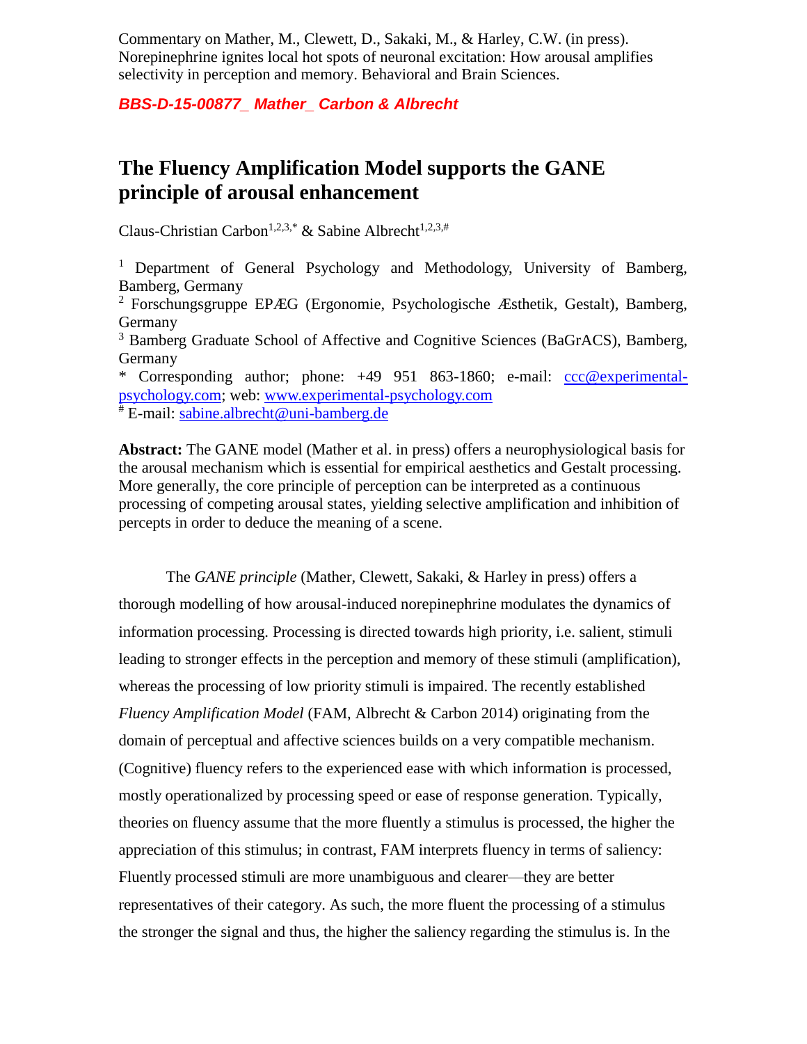Commentary on Mather, M., Clewett, D., Sakaki, M., & Harley, C.W. (in press). Norepinephrine ignites local hot spots of neuronal excitation: How arousal amplifies selectivity in perception and memory. Behavioral and Brain Sciences.

***BBS-D-15-00877_ Mather_ Carbon & Albrecht***

# The Fluency Amplification Model supports the GANE principle of arousal enhancement

Claus-Christian Carbon[1,2,3,*] & Sabine Albrecht[1,2,3,#]

[1] Department of General Psychology and Methodology, University of Bamberg, Bamberg, Germany

[2] Forschungsgruppe EPÆG (Ergonomie, Psychologische Æsthetik, Gestalt), Bamberg, Germany

[3] Bamberg Graduate School of Affective and Cognitive Sciences (BaGrACS), Bamberg, Germany

* Corresponding author; phone: +49 951 863-1860; e-mail: ccc@experimental-psychology.com; web: www.experimental-psychology.com

[#] E-mail: sabine.albrecht@uni-bamberg.de

**Abstract:** The GANE model (Mather et al. in press) offers a neurophysiological basis for the arousal mechanism which is essential for empirical aesthetics and Gestalt processing. More generally, the core principle of perception can be interpreted as a continuous processing of competing arousal states, yielding selective amplification and inhibition of percepts in order to deduce the meaning of a scene.

The *GANE principle* (Mather, Clewett, Sakaki, & Harley in press) offers a thorough modelling of how arousal-induced norepinephrine modulates the dynamics of information processing. Processing is directed towards high priority, i.e. salient, stimuli leading to stronger effects in the perception and memory of these stimuli (amplification), whereas the processing of low priority stimuli is impaired. The recently established *Fluency Amplification Model* (FAM, Albrecht & Carbon 2014) originating from the domain of perceptual and affective sciences builds on a very compatible mechanism. (Cognitive) fluency refers to the experienced ease with which information is processed, mostly operationalized by processing speed or ease of response generation. Typically, theories on fluency assume that the more fluently a stimulus is processed, the higher the appreciation of this stimulus; in contrast, FAM interprets fluency in terms of saliency: Fluently processed stimuli are more unambiguous and clearer—they are better representatives of their category. As such, the more fluent the processing of a stimulus the stronger the signal and thus, the higher the saliency regarding the stimulus is. In the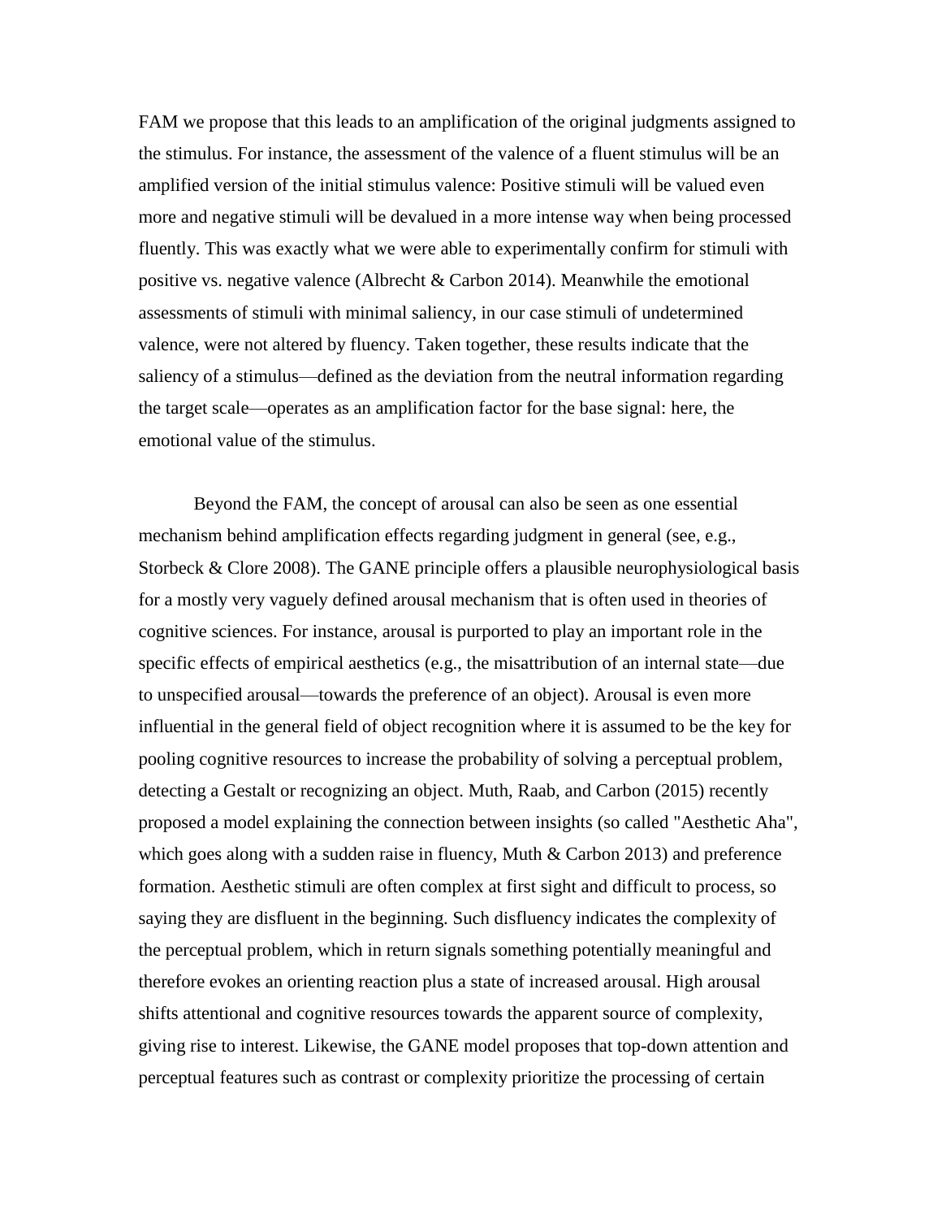FAM we propose that this leads to an amplification of the original judgments assigned to the stimulus. For instance, the assessment of the valence of a fluent stimulus will be an amplified version of the initial stimulus valence: Positive stimuli will be valued even more and negative stimuli will be devalued in a more intense way when being processed fluently. This was exactly what we were able to experimentally confirm for stimuli with positive vs. negative valence (Albrecht & Carbon 2014). Meanwhile the emotional assessments of stimuli with minimal saliency, in our case stimuli of undetermined valence, were not altered by fluency. Taken together, these results indicate that the saliency of a stimulus—defined as the deviation from the neutral information regarding the target scale—operates as an amplification factor for the base signal: here, the emotional value of the stimulus.

Beyond the FAM, the concept of arousal can also be seen as one essential mechanism behind amplification effects regarding judgment in general (see, e.g., Storbeck & Clore 2008). The GANE principle offers a plausible neurophysiological basis for a mostly very vaguely defined arousal mechanism that is often used in theories of cognitive sciences. For instance, arousal is purported to play an important role in the specific effects of empirical aesthetics (e.g., the misattribution of an internal state—due to unspecified arousal—towards the preference of an object). Arousal is even more influential in the general field of object recognition where it is assumed to be the key for pooling cognitive resources to increase the probability of solving a perceptual problem, detecting a Gestalt or recognizing an object. Muth, Raab, and Carbon (2015) recently proposed a model explaining the connection between insights (so called "Aesthetic Aha", which goes along with a sudden raise in fluency, Muth & Carbon 2013) and preference formation. Aesthetic stimuli are often complex at first sight and difficult to process, so saying they are disfluent in the beginning. Such disfluency indicates the complexity of the perceptual problem, which in return signals something potentially meaningful and therefore evokes an orienting reaction plus a state of increased arousal. High arousal shifts attentional and cognitive resources towards the apparent source of complexity, giving rise to interest. Likewise, the GANE model proposes that top-down attention and perceptual features such as contrast or complexity prioritize the processing of certain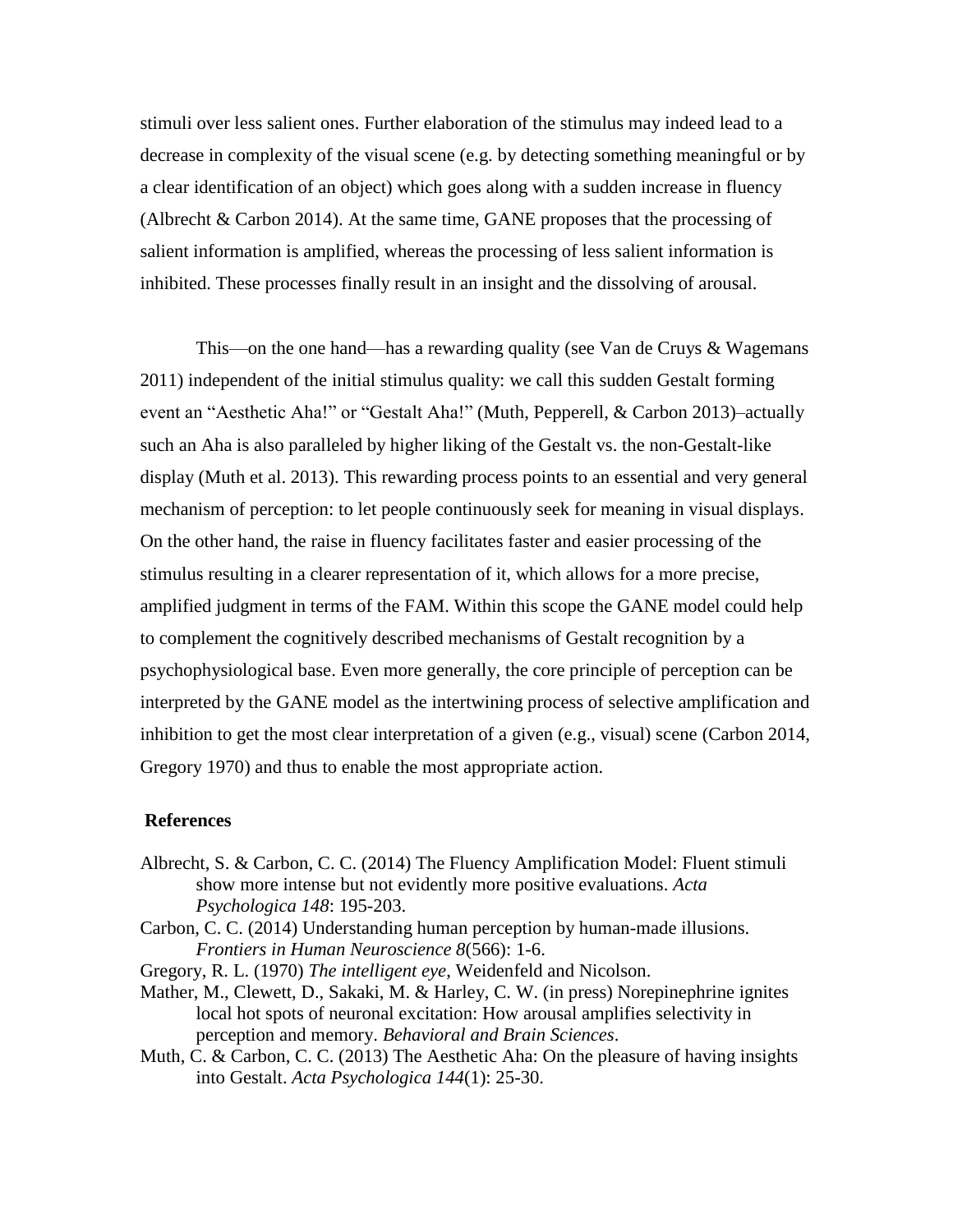stimuli over less salient ones. Further elaboration of the stimulus may indeed lead to a decrease in complexity of the visual scene (e.g. by detecting something meaningful or by a clear identification of an object) which goes along with a sudden increase in fluency (Albrecht & Carbon 2014). At the same time, GANE proposes that the processing of salient information is amplified, whereas the processing of less salient information is inhibited. These processes finally result in an insight and the dissolving of arousal.

This—on the one hand—has a rewarding quality (see Van de Cruys & Wagemans 2011) independent of the initial stimulus quality: we call this sudden Gestalt forming event an "Aesthetic Aha!" or "Gestalt Aha!" (Muth, Pepperell, & Carbon 2013)–actually such an Aha is also paralleled by higher liking of the Gestalt vs. the non-Gestalt-like display (Muth et al. 2013). This rewarding process points to an essential and very general mechanism of perception: to let people continuously seek for meaning in visual displays. On the other hand, the raise in fluency facilitates faster and easier processing of the stimulus resulting in a clearer representation of it, which allows for a more precise, amplified judgment in terms of the FAM. Within this scope the GANE model could help to complement the cognitively described mechanisms of Gestalt recognition by a psychophysiological base. Even more generally, the core principle of perception can be interpreted by the GANE model as the intertwining process of selective amplification and inhibition to get the most clear interpretation of a given (e.g., visual) scene (Carbon 2014, Gregory 1970) and thus to enable the most appropriate action.

## References

Albrecht, S. & Carbon, C. C. (2014) The Fluency Amplification Model: Fluent stimuli show more intense but not evidently more positive evaluations. *Acta Psychologica 148*: 195-203.

Carbon, C. C. (2014) Understanding human perception by human-made illusions. *Frontiers in Human Neuroscience 8*(566): 1-6.

Gregory, R. L. (1970) *The intelligent eye*, Weidenfeld and Nicolson.

Mather, M., Clewett, D., Sakaki, M. & Harley, C. W. (in press) Norepinephrine ignites local hot spots of neuronal excitation: How arousal amplifies selectivity in perception and memory. *Behavioral and Brain Sciences*.

Muth, C. & Carbon, C. C. (2013) The Aesthetic Aha: On the pleasure of having insights into Gestalt. *Acta Psychologica 144*(1): 25-30.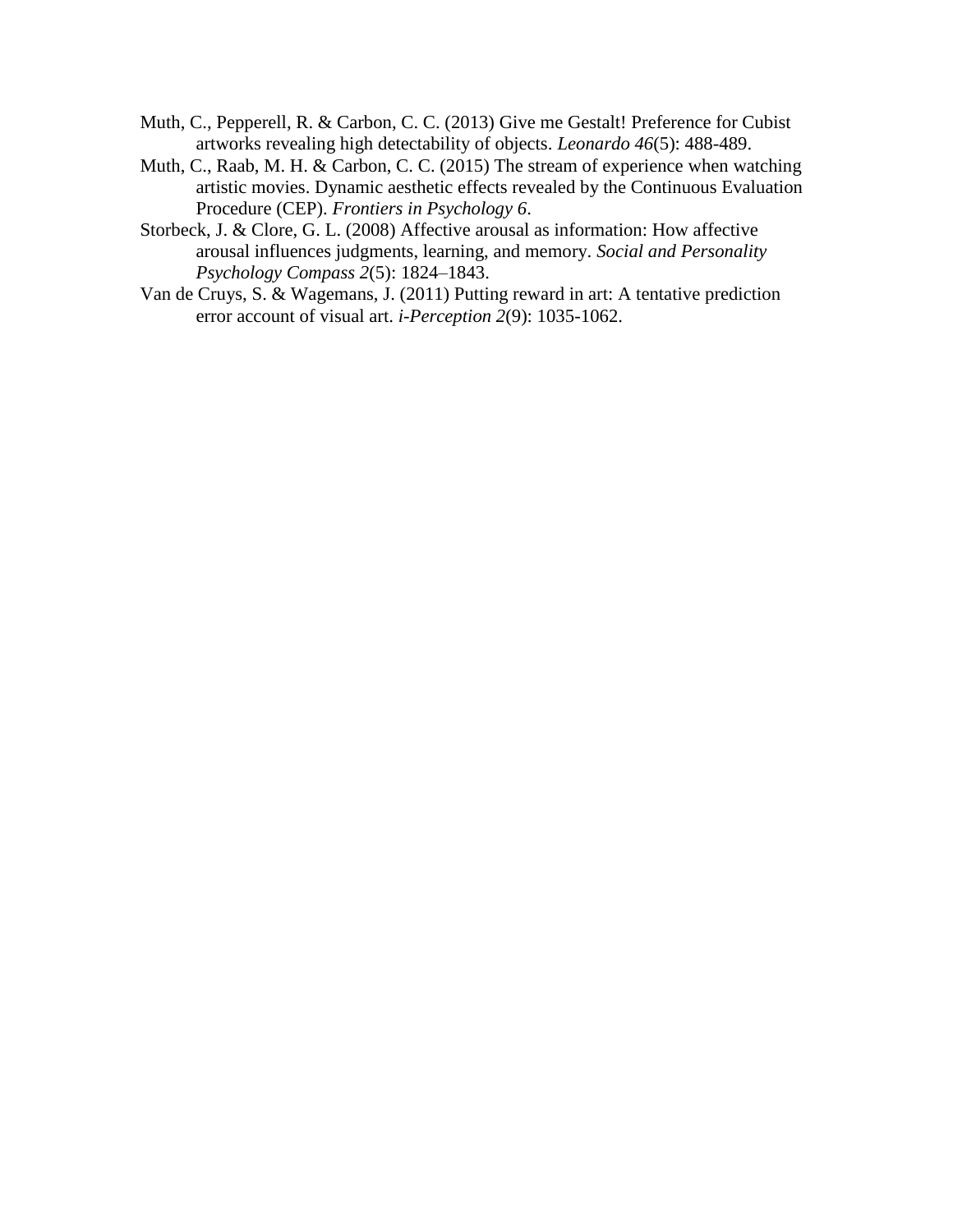Muth, C., Pepperell, R. & Carbon, C. C. (2013) Give me Gestalt! Preference for Cubist artworks revealing high detectability of objects. *Leonardo 46*(5): 488-489.

Muth, C., Raab, M. H. & Carbon, C. C. (2015) The stream of experience when watching artistic movies. Dynamic aesthetic effects revealed by the Continuous Evaluation Procedure (CEP). *Frontiers in Psychology 6*.

Storbeck, J. & Clore, G. L. (2008) Affective arousal as information: How affective arousal influences judgments, learning, and memory. *Social and Personality Psychology Compass 2*(5): 1824–1843.

Van de Cruys, S. & Wagemans, J. (2011) Putting reward in art: A tentative prediction error account of visual art. *i-Perception 2*(9): 1035-1062.